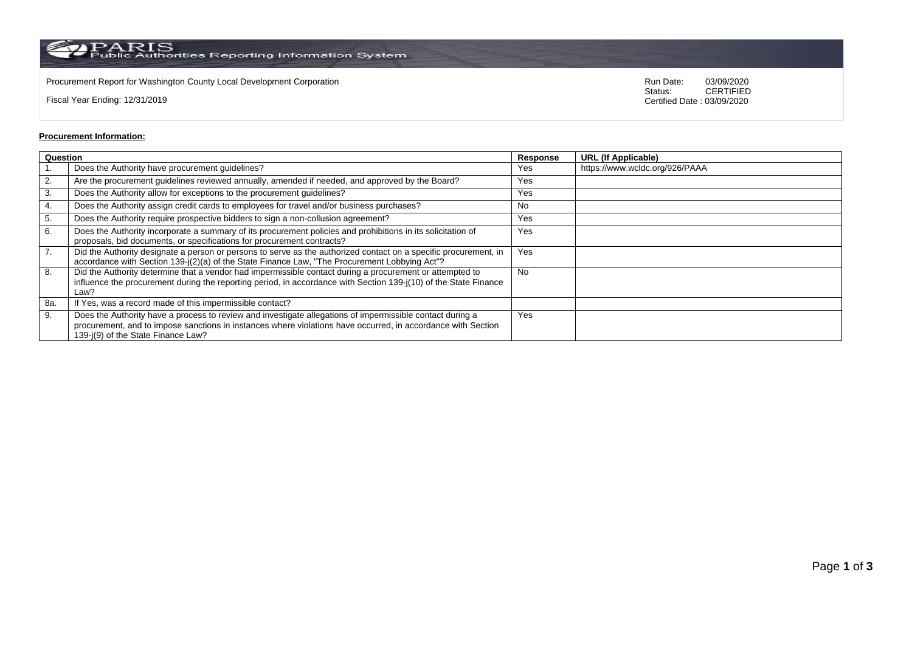PARIS Public Authorities Reporting Information System

Procurement Report for Washington County Local Development Corporation

Fiscal Year Ending: 12/31/2019

Run Date: 03/09/2020
Status: CERTIFIED
Certified Date : 03/09/2020

**Procurement Information:**

| Question | | Response | URL (If Applicable) |
|---|---|---|---|
| 1. | Does the Authority have procurement guidelines? | Yes | https://www.wcldc.org/926/PAAA |
| 2. | Are the procurement guidelines reviewed annually, amended if needed, and approved by the Board? | Yes | |
| 3. | Does the Authority allow for exceptions to the procurement guidelines? | Yes | |
| 4. | Does the Authority assign credit cards to employees for travel and/or business purchases? | No | |
| 5. | Does the Authority require prospective bidders to sign a non-collusion agreement? | Yes | |
| 6. | Does the Authority incorporate a summary of its procurement policies and prohibitions in its solicitation of proposals, bid documents, or specifications for procurement contracts? | Yes | |
| 7. | Did the Authority designate a person or persons to serve as the authorized contact on a specific procurement, in accordance with Section 139-j(2)(a) of the State Finance Law, "The Procurement Lobbying Act"? | Yes | |
| 8. | Did the Authority determine that a vendor had impermissible contact during a procurement or attempted to influence the procurement during the reporting period, in accordance with Section 139-j(10) of the State Finance Law? | No | |
| 8a. | If Yes, was a record made of this impermissible contact? | | |
| 9. | Does the Authority have a process to review and investigate allegations of impermissible contact during a procurement, and to impose sanctions in instances where violations have occurred, in accordance with Section 139-j(9) of the State Finance Law? | Yes | |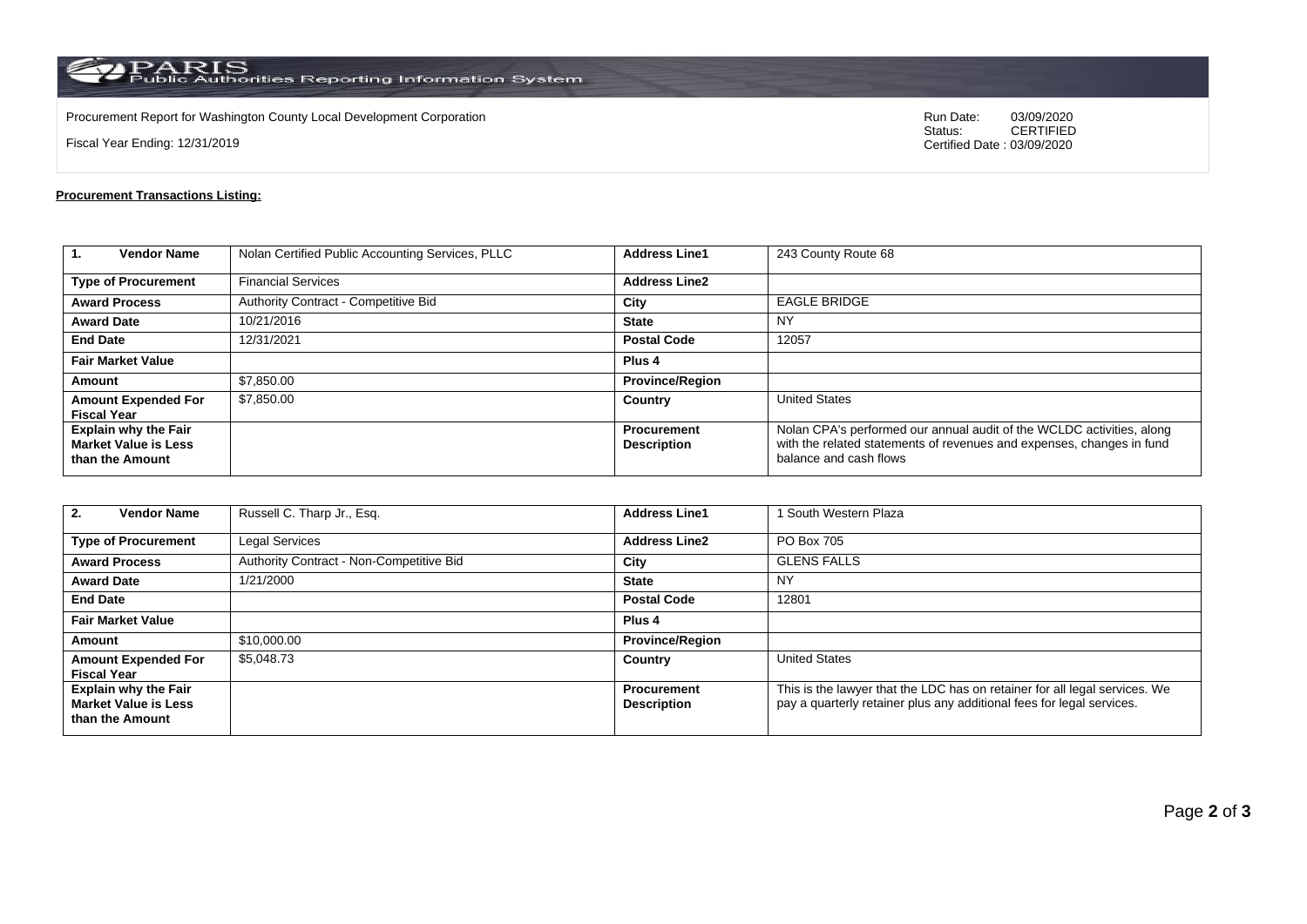PARIS Public Authorities Reporting Information System

Procurement Report for Washington County Local Development Corporation

Fiscal Year Ending: 12/31/2019

Run Date: 03/09/2020
Status: CERTIFIED
Certified Date : 03/09/2020

**Procurement Transactions Listing:**

| 1. Vendor Name | Nolan Certified Public Accounting Services, PLLC | Address Line1 | 243 County Route 68 |
|---|---|---|---|
| Type of Procurement | Financial Services | Address Line2 | |
| Award Process | Authority Contract - Competitive Bid | City | EAGLE BRIDGE |
| Award Date | 10/21/2016 | State | NY |
| End Date | 12/31/2021 | Postal Code | 12057 |
| Fair Market Value | | Plus 4 | |
| Amount | $7,850.00 | Province/Region | |
| Amount Expended For Fiscal Year | $7,850.00 | Country | United States |
| Explain why the Fair Market Value is Less than the Amount | | Procurement Description | Nolan CPA's performed our annual audit of the WCLDC activities, along with the related statements of revenues and expenses, changes in fund balance and cash flows |

| 2. Vendor Name | Russell C. Tharp Jr., Esq. | Address Line1 | 1 South Western Plaza |
|---|---|---|---|
| Type of Procurement | Legal Services | Address Line2 | PO Box 705 |
| Award Process | Authority Contract - Non-Competitive Bid | City | GLENS FALLS |
| Award Date | 1/21/2000 | State | NY |
| End Date | | Postal Code | 12801 |
| Fair Market Value | | Plus 4 | |
| Amount | $10,000.00 | Province/Region | |
| Amount Expended For Fiscal Year | $5,048.73 | Country | United States |
| Explain why the Fair Market Value is Less than the Amount | | Procurement Description | This is the lawyer that the LDC has on retainer for all legal services. We pay a quarterly retainer plus any additional fees for legal services. |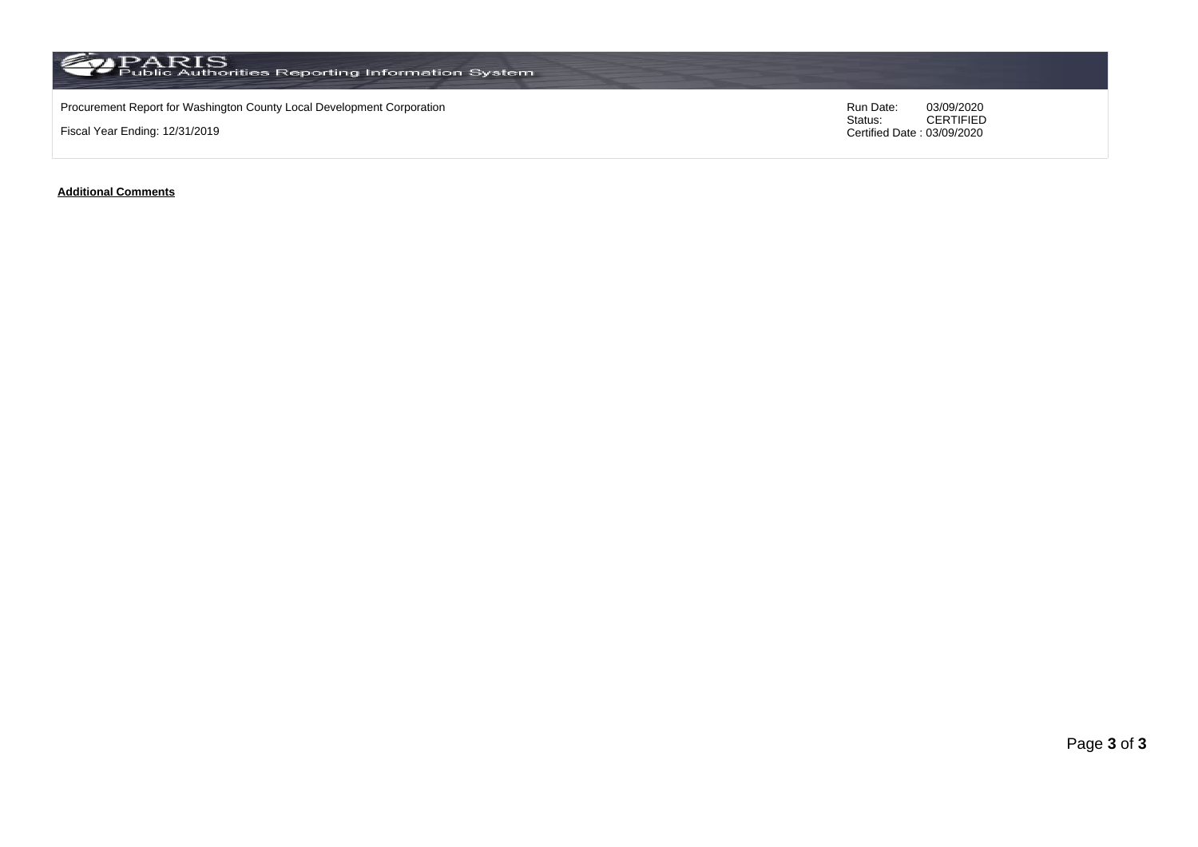Procurement Report for Washington County Local Development Corporation

Fiscal Year Ending: 12/31/2019

Run Date: 03/09/2020
Status: CERTIFIED
Certified Date : 03/09/2020

**Additional Comments**